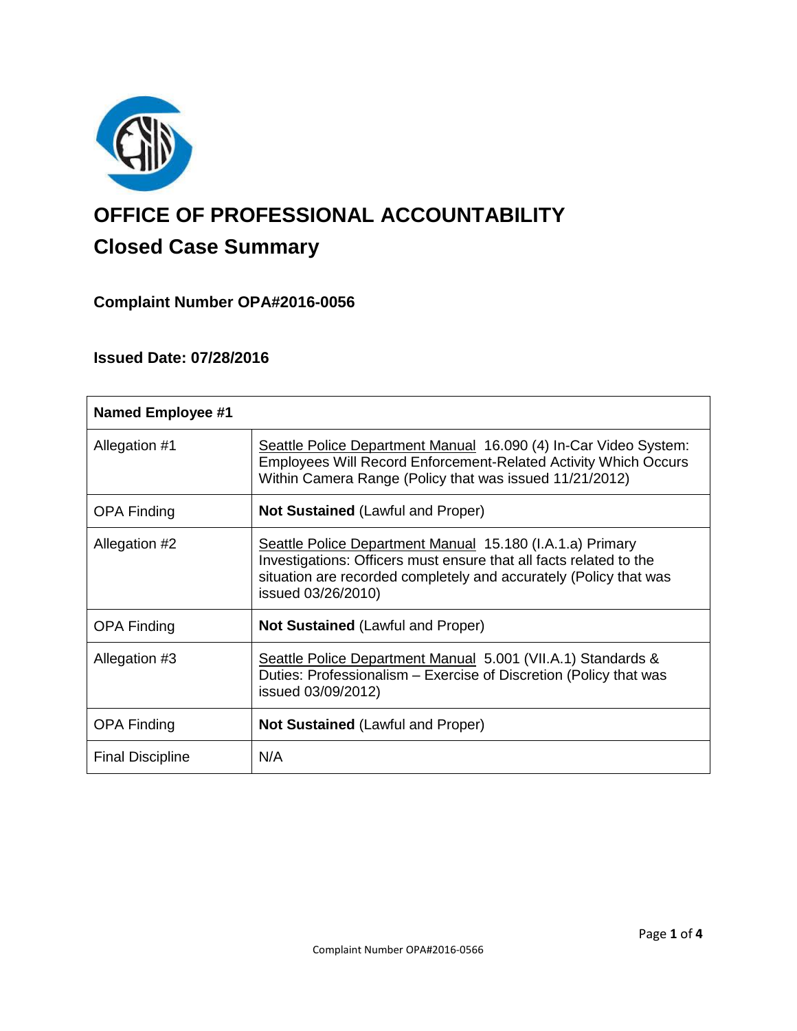# OFFICE OF PROFESSIONAL ACCOUNTABILITY

## Closed Case Summary

### Complaint Number OPA#2016-0056

### Issued Date: 07/28/2016

| **Named Employee #1** | |
| --- | --- |
| Allegation #1 | Seattle Police Department Manual 16.090 (4) In-Car Video System: Employees Will Record Enforcement-Related Activity Which Occurs Within Camera Range (Policy that was issued 11/21/2012) |
| OPA Finding | **Not Sustained** (Lawful and Proper) |
| Allegation #2 | Seattle Police Department Manual 15.180 (I.A.1.a) Primary Investigations: Officers must ensure that all facts related to the situation are recorded completely and accurately (Policy that was issued 03/26/2010) |
| OPA Finding | **Not Sustained** (Lawful and Proper) |
| Allegation #3 | Seattle Police Department Manual 5.001 (VII.A.1) Standards & Duties: Professionalism – Exercise of Discretion (Policy that was issued 03/09/2012) |
| OPA Finding | **Not Sustained** (Lawful and Proper) |
| Final Discipline | N/A |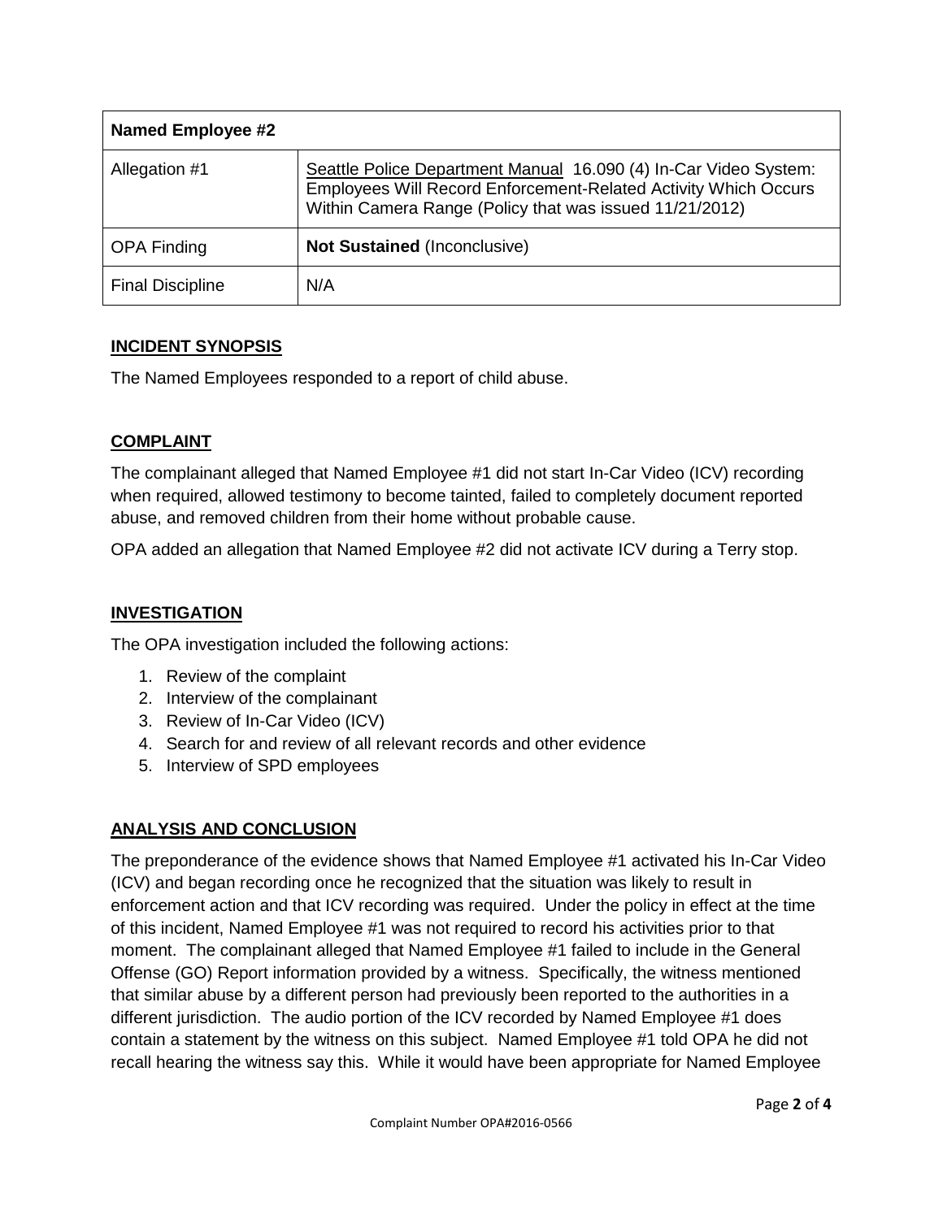| Named Employee #2 | |
|---|---|
| Allegation #1 | Seattle Police Department Manual 16.090 (4) In-Car Video System: Employees Will Record Enforcement-Related Activity Which Occurs Within Camera Range (Policy that was issued 11/21/2012) |
| OPA Finding | **Not Sustained** (Inconclusive) |
| Final Discipline | N/A |

## INCIDENT SYNOPSIS

The Named Employees responded to a report of child abuse.

## COMPLAINT

The complainant alleged that Named Employee #1 did not start In-Car Video (ICV) recording when required, allowed testimony to become tainted, failed to completely document reported abuse, and removed children from their home without probable cause.

OPA added an allegation that Named Employee #2 did not activate ICV during a Terry stop.

## INVESTIGATION

The OPA investigation included the following actions:

1. Review of the complaint
2. Interview of the complainant
3. Review of In-Car Video (ICV)
4. Search for and review of all relevant records and other evidence
5. Interview of SPD employees

## ANALYSIS AND CONCLUSION

The preponderance of the evidence shows that Named Employee #1 activated his In-Car Video (ICV) and began recording once he recognized that the situation was likely to result in enforcement action and that ICV recording was required. Under the policy in effect at the time of this incident, Named Employee #1 was not required to record his activities prior to that moment. The complainant alleged that Named Employee #1 failed to include in the General Offense (GO) Report information provided by a witness. Specifically, the witness mentioned that similar abuse by a different person had previously been reported to the authorities in a different jurisdiction. The audio portion of the ICV recorded by Named Employee #1 does contain a statement by the witness on this subject. Named Employee #1 told OPA he did not recall hearing the witness say this. While it would have been appropriate for Named Employee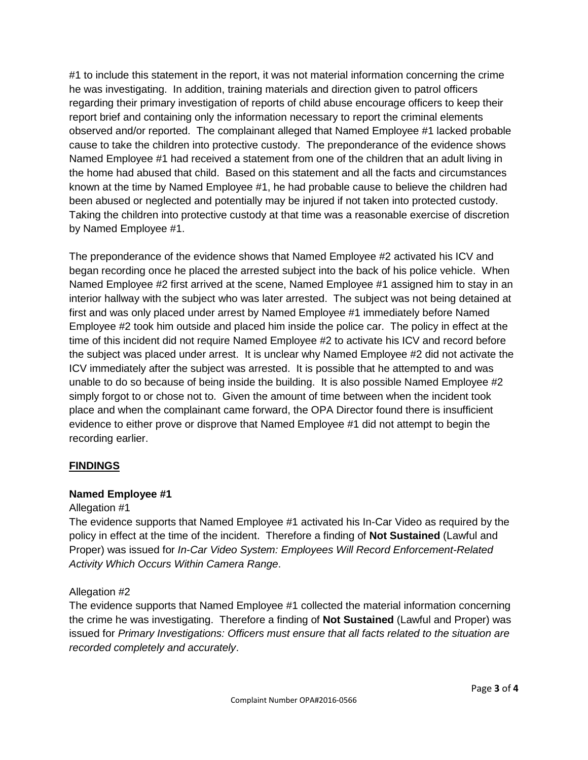#1 to include this statement in the report, it was not material information concerning the crime he was investigating. In addition, training materials and direction given to patrol officers regarding their primary investigation of reports of child abuse encourage officers to keep their report brief and containing only the information necessary to report the criminal elements observed and/or reported. The complainant alleged that Named Employee #1 lacked probable cause to take the children into protective custody. The preponderance of the evidence shows Named Employee #1 had received a statement from one of the children that an adult living in the home had abused that child. Based on this statement and all the facts and circumstances known at the time by Named Employee #1, he had probable cause to believe the children had been abused or neglected and potentially may be injured if not taken into protected custody. Taking the children into protective custody at that time was a reasonable exercise of discretion by Named Employee #1.

The preponderance of the evidence shows that Named Employee #2 activated his ICV and began recording once he placed the arrested subject into the back of his police vehicle. When Named Employee #2 first arrived at the scene, Named Employee #1 assigned him to stay in an interior hallway with the subject who was later arrested. The subject was not being detained at first and was only placed under arrest by Named Employee #1 immediately before Named Employee #2 took him outside and placed him inside the police car. The policy in effect at the time of this incident did not require Named Employee #2 to activate his ICV and record before the subject was placed under arrest. It is unclear why Named Employee #2 did not activate the ICV immediately after the subject was arrested. It is possible that he attempted to and was unable to do so because of being inside the building. It is also possible Named Employee #2 simply forgot to or chose not to. Given the amount of time between when the incident took place and when the complainant came forward, the OPA Director found there is insufficient evidence to either prove or disprove that Named Employee #1 did not attempt to begin the recording earlier.

## FINDINGS

### Named Employee #1

Allegation #1

The evidence supports that Named Employee #1 activated his In-Car Video as required by the policy in effect at the time of the incident. Therefore a finding of **Not Sustained** (Lawful and Proper) was issued for *In-Car Video System: Employees Will Record Enforcement-Related Activity Which Occurs Within Camera Range*.

Allegation #2

The evidence supports that Named Employee #1 collected the material information concerning the crime he was investigating. Therefore a finding of **Not Sustained** (Lawful and Proper) was issued for *Primary Investigations: Officers must ensure that all facts related to the situation are recorded completely and accurately*.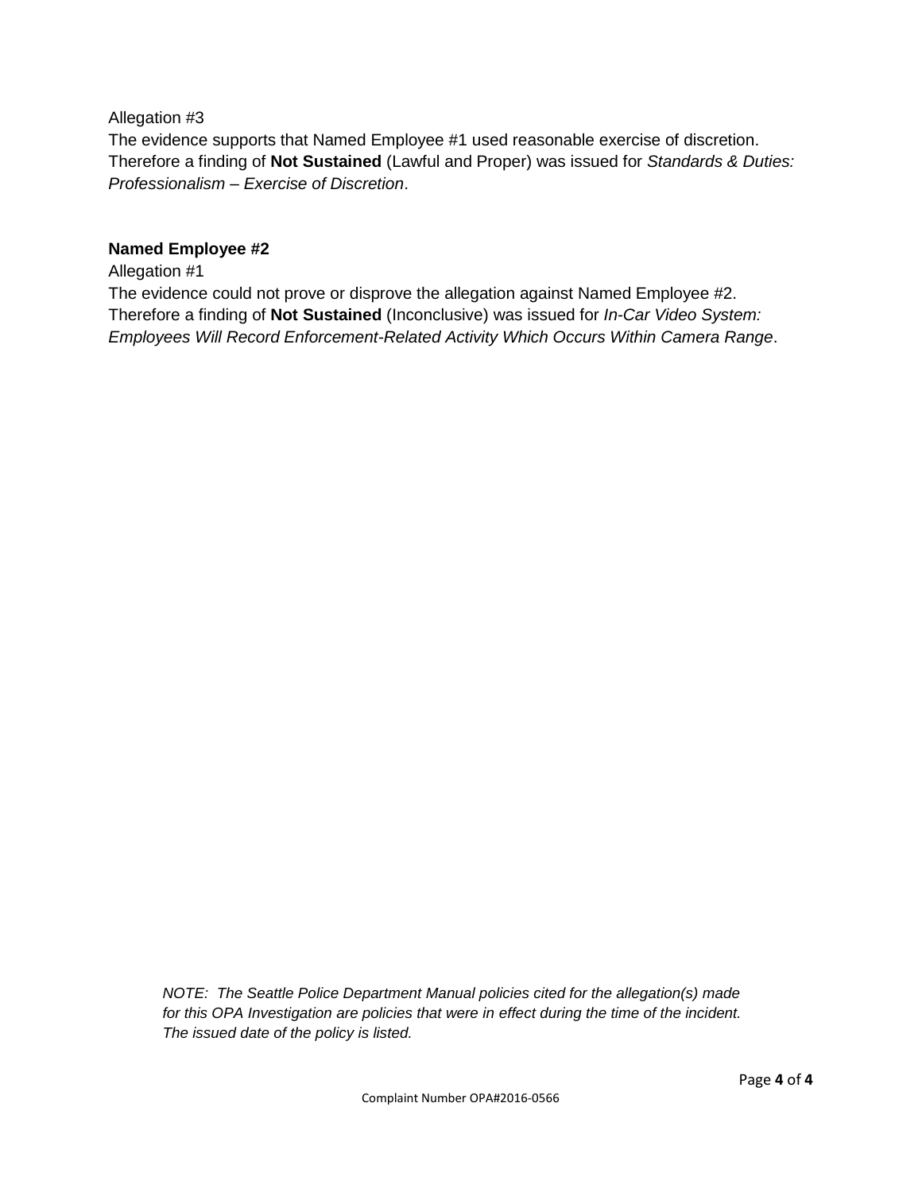Allegation #3
The evidence supports that Named Employee #1 used reasonable exercise of discretion. Therefore a finding of **Not Sustained** (Lawful and Proper) was issued for *Standards & Duties: Professionalism – Exercise of Discretion*.

**Named Employee #2**

Allegation #1
The evidence could not prove or disprove the allegation against Named Employee #2. Therefore a finding of **Not Sustained** (Inconclusive) was issued for *In-Car Video System: Employees Will Record Enforcement-Related Activity Which Occurs Within Camera Range*.

*NOTE: The Seattle Police Department Manual policies cited for the allegation(s) made for this OPA Investigation are policies that were in effect during the time of the incident. The issued date of the policy is listed.*

Complaint Number OPA#2016-0566